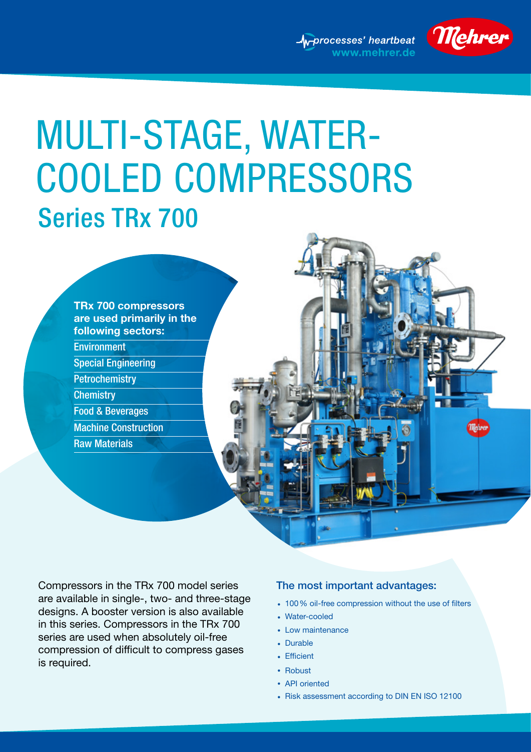processes' heartbeat
www.mehrer.de

# MULTI-STAGE, WATER-COOLED COMPRESSORS

## Series TRx 700

**TRx 700 compressors are used primarily in the following sectors:**

- Environment
- Special Engineering
- Petrochemistry
- Chemistry
- Food & Beverages
- Machine Construction
- Raw Materials

Compressors in the TRx 700 model series are available in single-, two- and three-stage designs. A booster version is also available in this series. Compressors in the TRx 700 series are used when absolutely oil-free compression of difficult to compress gases is required.

### The most important advantages:

- 100 % oil-free compression without the use of filters
- Water-cooled
- Low maintenance
- Durable
- Efficient
- Robust
- API oriented
- Risk assessment according to DIN EN ISO 12100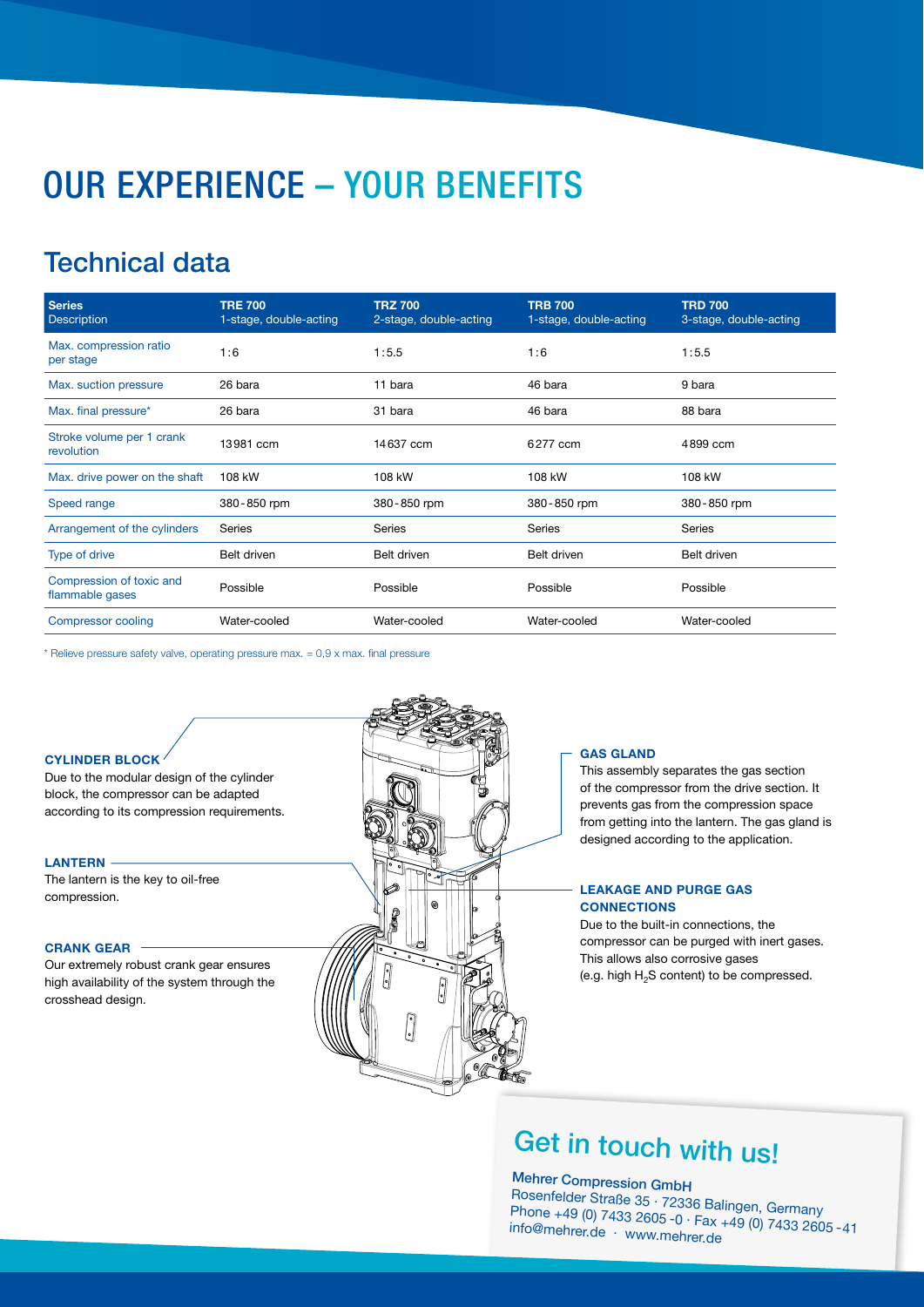# OUR EXPERIENCE – YOUR BENEFITS

## Technical data

| **Series**<br>Description | **TRE 700**<br>1-stage, double-acting | **TRZ 700**<br>2-stage, double-acting | **TRB 700**<br>1-stage, double-acting | **TRD 700**<br>3-stage, double-acting |
|---|---|---|---|---|
| Max. compression ratio per stage | 1:6 | 1:5.5 | 1:6 | 1:5.5 |
| Max. suction pressure | 26 bara | 11 bara | 46 bara | 9 bara |
| Max. final pressure* | 26 bara | 31 bara | 46 bara | 88 bara |
| Stroke volume per 1 crank revolution | 13981 ccm | 14637 ccm | 6277 ccm | 4899 ccm |
| Max. drive power on the shaft | 108 kW | 108 kW | 108 kW | 108 kW |
| Speed range | 380 - 850 rpm | 380 - 850 rpm | 380 - 850 rpm | 380 - 850 rpm |
| Arrangement of the cylinders | Series | Series | Series | Series |
| Type of drive | Belt driven | Belt driven | Belt driven | Belt driven |
| Compression of toxic and flammable gases | Possible | Possible | Possible | Possible |
| Compressor cooling | Water-cooled | Water-cooled | Water-cooled | Water-cooled |

* Relieve pressure safety valve, operating pressure max. = 0,9 x max. final pressure

**CYLINDER BLOCK**
Due to the modular design of the cylinder block, the compressor can be adapted according to its compression requirements.

**LANTERN**
The lantern is the key to oil-free compression.

**CRANK GEAR**
Our extremely robust crank gear ensures high availability of the system through the crosshead design.

**GAS GLAND**
This assembly separates the gas section of the compressor from the drive section. It prevents gas from the compression space from getting into the lantern. The gas gland is designed according to the application.

**LEAKAGE AND PURGE GAS CONNECTIONS**
Due to the built-in connections, the compressor can be purged with inert gases. This allows also corrosive gases (e.g. high $H_2S$ content) to be compressed.

## Get in touch with us!

**Mehrer Compression GmbH**
Rosenfelder Straße 35 · 72336 Balingen, Germany
Phone +49 (0) 7433 2605 -0 · Fax +49 (0) 7433 2605 -41
info@mehrer.de · www.mehrer.de